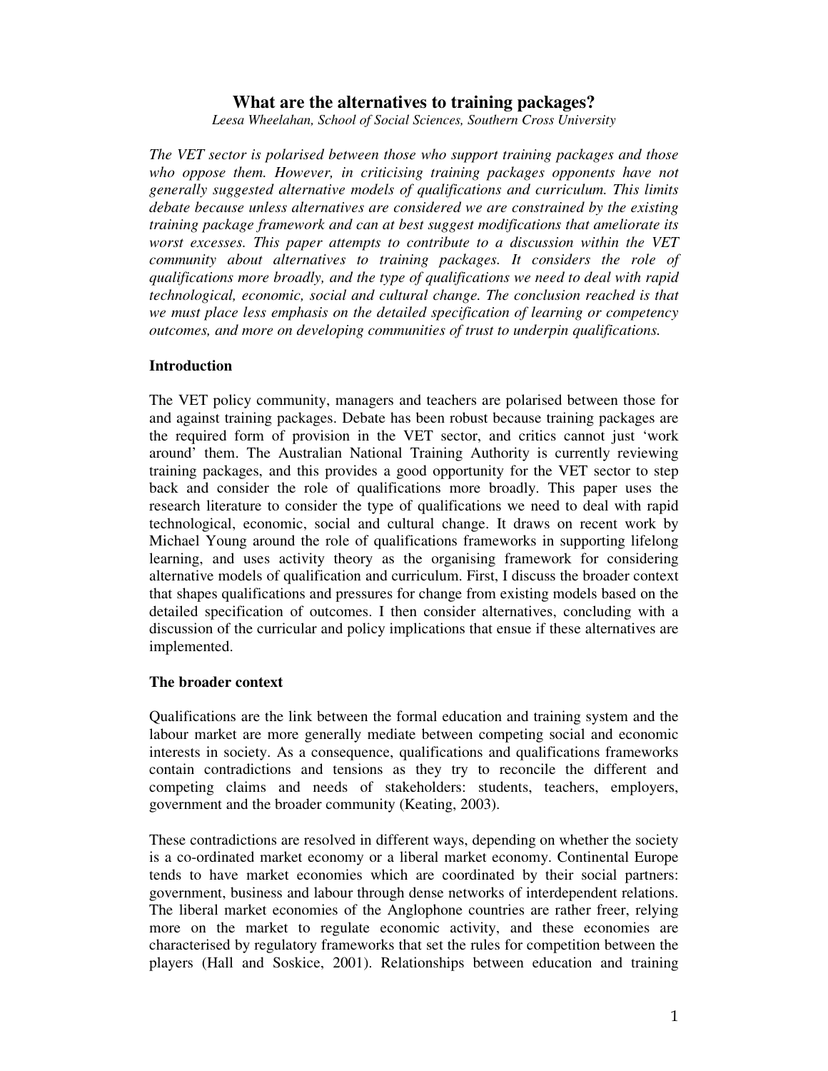# What are the alternatives to training packages?

*Leesa Wheelahan, School of Social Sciences, Southern Cross University*

*The VET sector is polarised between those who support training packages and those who oppose them. However, in criticising training packages opponents have not generally suggested alternative models of qualifications and curriculum. This limits debate because unless alternatives are considered we are constrained by the existing training package framework and can at best suggest modifications that ameliorate its worst excesses. This paper attempts to contribute to a discussion within the VET community about alternatives to training packages. It considers the role of qualifications more broadly, and the type of qualifications we need to deal with rapid technological, economic, social and cultural change. The conclusion reached is that we must place less emphasis on the detailed specification of learning or competency outcomes, and more on developing communities of trust to underpin qualifications.*

## Introduction

The VET policy community, managers and teachers are polarised between those for and against training packages. Debate has been robust because training packages are the required form of provision in the VET sector, and critics cannot just 'work around' them. The Australian National Training Authority is currently reviewing training packages, and this provides a good opportunity for the VET sector to step back and consider the role of qualifications more broadly. This paper uses the research literature to consider the type of qualifications we need to deal with rapid technological, economic, social and cultural change. It draws on recent work by Michael Young around the role of qualifications frameworks in supporting lifelong learning, and uses activity theory as the organising framework for considering alternative models of qualification and curriculum. First, I discuss the broader context that shapes qualifications and pressures for change from existing models based on the detailed specification of outcomes. I then consider alternatives, concluding with a discussion of the curricular and policy implications that ensue if these alternatives are implemented.

## The broader context

Qualifications are the link between the formal education and training system and the labour market are more generally mediate between competing social and economic interests in society. As a consequence, qualifications and qualifications frameworks contain contradictions and tensions as they try to reconcile the different and competing claims and needs of stakeholders: students, teachers, employers, government and the broader community (Keating, 2003).

These contradictions are resolved in different ways, depending on whether the society is a co-ordinated market economy or a liberal market economy. Continental Europe tends to have market economies which are coordinated by their social partners: government, business and labour through dense networks of interdependent relations. The liberal market economies of the Anglophone countries are rather freer, relying more on the market to regulate economic activity, and these economies are characterised by regulatory frameworks that set the rules for competition between the players (Hall and Soskice, 2001). Relationships between education and training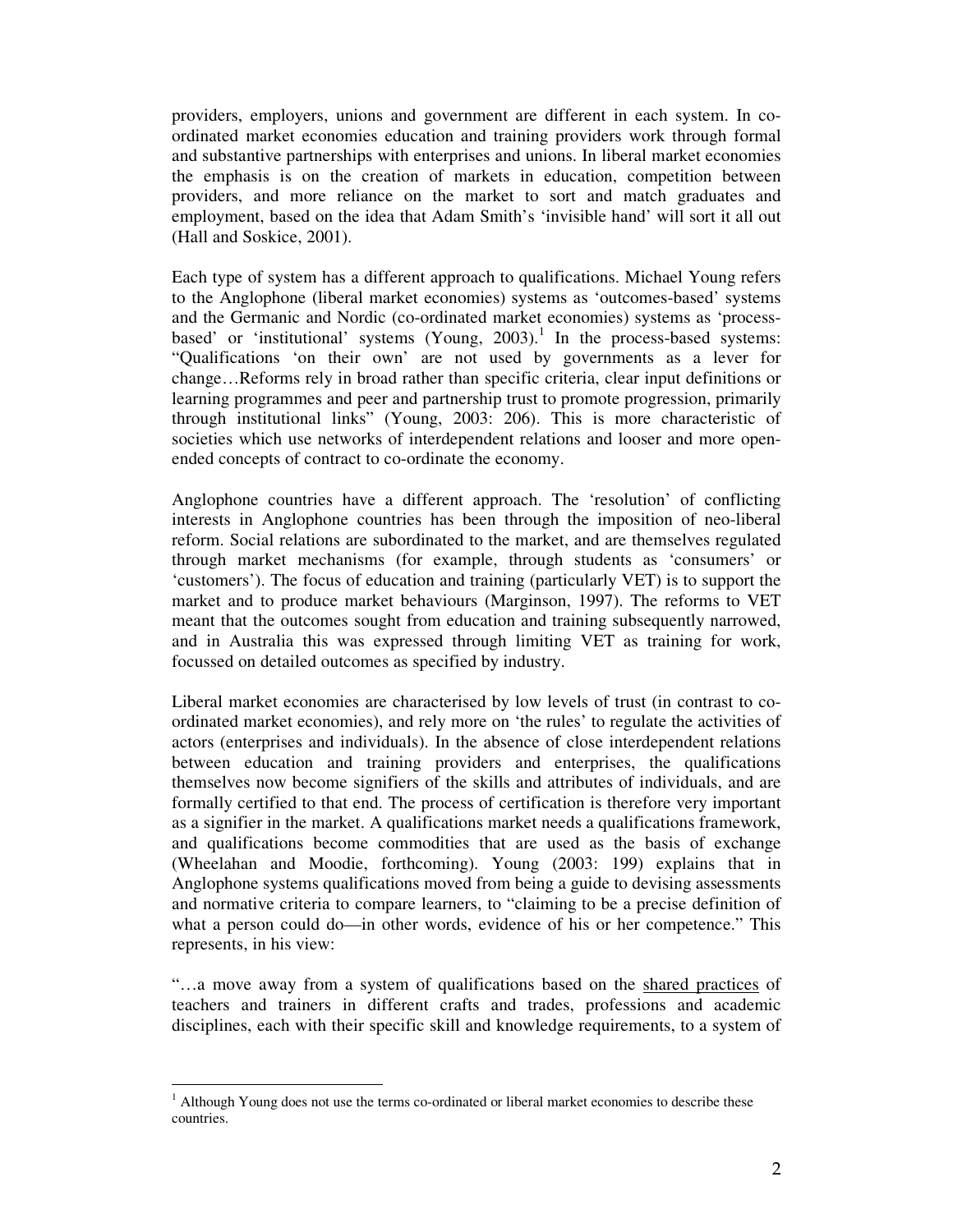providers, employers, unions and government are different in each system. In co-ordinated market economies education and training providers work through formal and substantive partnerships with enterprises and unions. In liberal market economies the emphasis is on the creation of markets in education, competition between providers, and more reliance on the market to sort and match graduates and employment, based on the idea that Adam Smith's 'invisible hand' will sort it all out (Hall and Soskice, 2001).

Each type of system has a different approach to qualifications. Michael Young refers to the Anglophone (liberal market economies) systems as 'outcomes-based' systems and the Germanic and Nordic (co-ordinated market economies) systems as 'process-based' or 'institutional' systems (Young, 2003).[1] In the process-based systems: "Qualifications 'on their own' are not used by governments as a lever for change…Reforms rely in broad rather than specific criteria, clear input definitions or learning programmes and peer and partnership trust to promote progression, primarily through institutional links" (Young, 2003: 206). This is more characteristic of societies which use networks of interdependent relations and looser and more open-ended concepts of contract to co-ordinate the economy.

Anglophone countries have a different approach. The 'resolution' of conflicting interests in Anglophone countries has been through the imposition of neo-liberal reform. Social relations are subordinated to the market, and are themselves regulated through market mechanisms (for example, through students as 'consumers' or 'customers'). The focus of education and training (particularly VET) is to support the market and to produce market behaviours (Marginson, 1997). The reforms to VET meant that the outcomes sought from education and training subsequently narrowed, and in Australia this was expressed through limiting VET as training for work, focussed on detailed outcomes as specified by industry.

Liberal market economies are characterised by low levels of trust (in contrast to co-ordinated market economies), and rely more on 'the rules' to regulate the activities of actors (enterprises and individuals). In the absence of close interdependent relations between education and training providers and enterprises, the qualifications themselves now become signifiers of the skills and attributes of individuals, and are formally certified to that end. The process of certification is therefore very important as a signifier in the market. A qualifications market needs a qualifications framework, and qualifications become commodities that are used as the basis of exchange (Wheelahan and Moodie, forthcoming). Young (2003: 199) explains that in Anglophone systems qualifications moved from being a guide to devising assessments and normative criteria to compare learners, to "claiming to be a precise definition of what a person could do—in other words, evidence of his or her competence." This represents, in his view:

"…a move away from a system of qualifications based on the <u>shared practices</u> of teachers and trainers in different crafts and trades, professions and academic disciplines, each with their specific skill and knowledge requirements, to a system of

[1] Although Young does not use the terms co-ordinated or liberal market economies to describe these countries.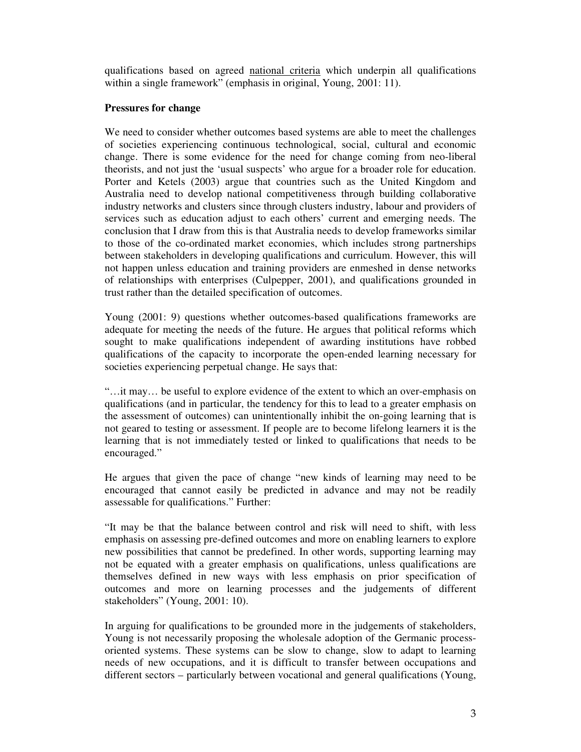qualifications based on agreed <u>national criteria</u> which underpin all qualifications within a single framework" (emphasis in original, Young, 2001: 11).

**Pressures for change**

We need to consider whether outcomes based systems are able to meet the challenges of societies experiencing continuous technological, social, cultural and economic change. There is some evidence for the need for change coming from neo-liberal theorists, and not just the 'usual suspects' who argue for a broader role for education. Porter and Ketels (2003) argue that countries such as the United Kingdom and Australia need to develop national competitiveness through building collaborative industry networks and clusters since through clusters industry, labour and providers of services such as education adjust to each others' current and emerging needs. The conclusion that I draw from this is that Australia needs to develop frameworks similar to those of the co-ordinated market economies, which includes strong partnerships between stakeholders in developing qualifications and curriculum. However, this will not happen unless education and training providers are enmeshed in dense networks of relationships with enterprises (Culpepper, 2001), and qualifications grounded in trust rather than the detailed specification of outcomes.

Young (2001: 9) questions whether outcomes-based qualifications frameworks are adequate for meeting the needs of the future. He argues that political reforms which sought to make qualifications independent of awarding institutions have robbed qualifications of the capacity to incorporate the open-ended learning necessary for societies experiencing perpetual change. He says that:

"…it may… be useful to explore evidence of the extent to which an over-emphasis on qualifications (and in particular, the tendency for this to lead to a greater emphasis on the assessment of outcomes) can unintentionally inhibit the on-going learning that is not geared to testing or assessment. If people are to become lifelong learners it is the learning that is not immediately tested or linked to qualifications that needs to be encouraged."

He argues that given the pace of change "new kinds of learning may need to be encouraged that cannot easily be predicted in advance and may not be readily assessable for qualifications." Further:

"It may be that the balance between control and risk will need to shift, with less emphasis on assessing pre-defined outcomes and more on enabling learners to explore new possibilities that cannot be predefined. In other words, supporting learning may not be equated with a greater emphasis on qualifications, unless qualifications are themselves defined in new ways with less emphasis on prior specification of outcomes and more on learning processes and the judgements of different stakeholders" (Young, 2001: 10).

In arguing for qualifications to be grounded more in the judgements of stakeholders, Young is not necessarily proposing the wholesale adoption of the Germanic process-oriented systems. These systems can be slow to change, slow to adapt to learning needs of new occupations, and it is difficult to transfer between occupations and different sectors – particularly between vocational and general qualifications (Young,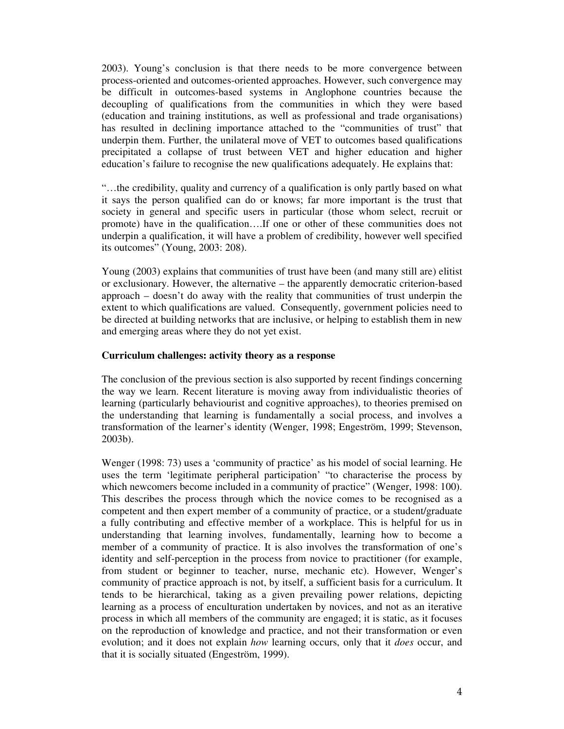2003). Young's conclusion is that there needs to be more convergence between process-oriented and outcomes-oriented approaches. However, such convergence may be difficult in outcomes-based systems in Anglophone countries because the decoupling of qualifications from the communities in which they were based (education and training institutions, as well as professional and trade organisations) has resulted in declining importance attached to the "communities of trust" that underpin them. Further, the unilateral move of VET to outcomes based qualifications precipitated a collapse of trust between VET and higher education and higher education's failure to recognise the new qualifications adequately. He explains that:

"…the credibility, quality and currency of a qualification is only partly based on what it says the person qualified can do or knows; far more important is the trust that society in general and specific users in particular (those whom select, recruit or promote) have in the qualification….If one or other of these communities does not underpin a qualification, it will have a problem of credibility, however well specified its outcomes" (Young, 2003: 208).

Young (2003) explains that communities of trust have been (and many still are) elitist or exclusionary. However, the alternative – the apparently democratic criterion-based approach – doesn't do away with the reality that communities of trust underpin the extent to which qualifications are valued. Consequently, government policies need to be directed at building networks that are inclusive, or helping to establish them in new and emerging areas where they do not yet exist.

**Curriculum challenges: activity theory as a response**

The conclusion of the previous section is also supported by recent findings concerning the way we learn. Recent literature is moving away from individualistic theories of learning (particularly behaviourist and cognitive approaches), to theories premised on the understanding that learning is fundamentally a social process, and involves a transformation of the learner's identity (Wenger, 1998; Engeström, 1999; Stevenson, 2003b).

Wenger (1998: 73) uses a 'community of practice' as his model of social learning. He uses the term 'legitimate peripheral participation' "to characterise the process by which newcomers become included in a community of practice" (Wenger, 1998: 100). This describes the process through which the novice comes to be recognised as a competent and then expert member of a community of practice, or a student/graduate a fully contributing and effective member of a workplace. This is helpful for us in understanding that learning involves, fundamentally, learning how to become a member of a community of practice. It is also involves the transformation of one's identity and self-perception in the process from novice to practitioner (for example, from student or beginner to teacher, nurse, mechanic etc). However, Wenger's community of practice approach is not, by itself, a sufficient basis for a curriculum. It tends to be hierarchical, taking as a given prevailing power relations, depicting learning as a process of enculturation undertaken by novices, and not as an iterative process in which all members of the community are engaged; it is static, as it focuses on the reproduction of knowledge and practice, and not their transformation or even evolution; and it does not explain *how* learning occurs, only that it *does* occur, and that it is socially situated (Engeström, 1999).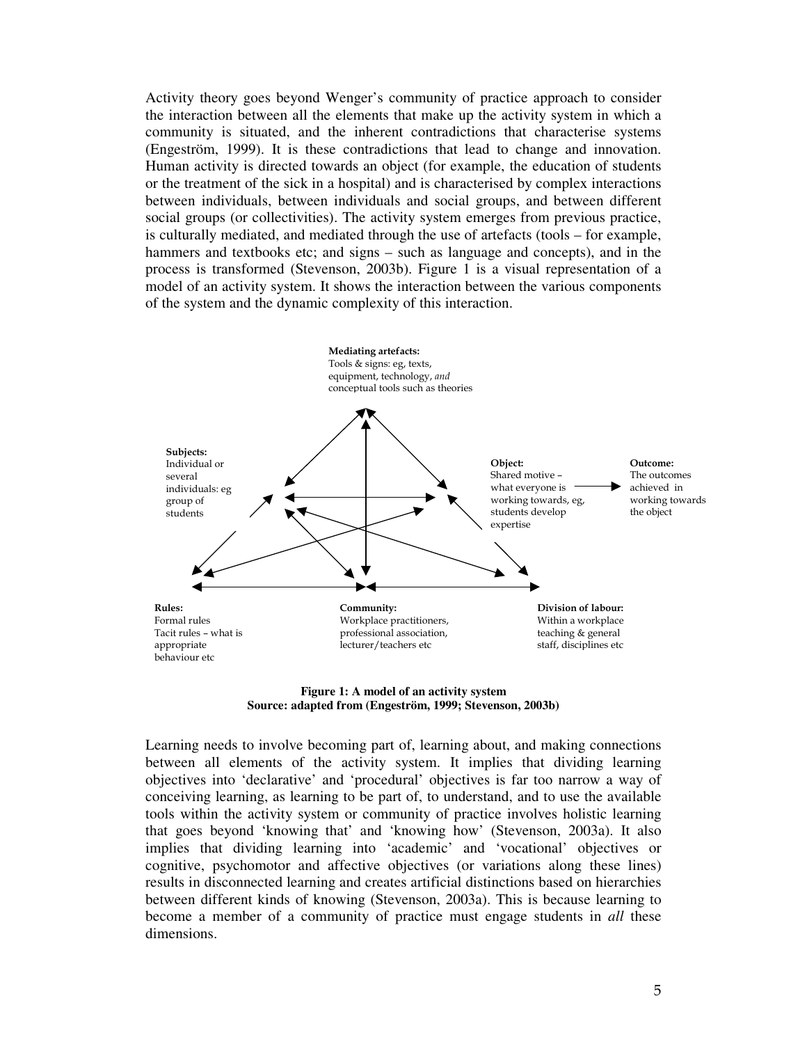Activity theory goes beyond Wenger's community of practice approach to consider the interaction between all the elements that make up the activity system in which a community is situated, and the inherent contradictions that characterise systems (Engeström, 1999). It is these contradictions that lead to change and innovation. Human activity is directed towards an object (for example, the education of students or the treatment of the sick in a hospital) and is characterised by complex interactions between individuals, between individuals and social groups, and between different social groups (or collectivities). The activity system emerges from previous practice, is culturally mediated, and mediated through the use of artefacts (tools – for example, hammers and textbooks etc; and signs – such as language and concepts), and in the process is transformed (Stevenson, 2003b). Figure 1 is a visual representation of a model of an activity system. It shows the interaction between the various components of the system and the dynamic complexity of this interaction.

**Mediating artefacts:**
Tools & signs: eg, texts, equipment, technology, *and* conceptual tools such as theories

**Subjects:**
Individual or several individuals: eg group of students

**Object:**
Shared motive – what everyone is working towards, eg, students develop expertise

**Outcome:**
The outcomes achieved in working towards the object

**Rules:**
Formal rules
Tacit rules – what is appropriate behaviour etc

**Community:**
Workplace practitioners, professional association, lecturer/teachers etc

**Division of labour:**
Within a workplace teaching & general staff, disciplines etc

**Figure 1: A model of an activity system**
**Source: adapted from (Engeström, 1999; Stevenson, 2003b)**

Learning needs to involve becoming part of, learning about, and making connections between all elements of the activity system. It implies that dividing learning objectives into 'declarative' and 'procedural' objectives is far too narrow a way of conceiving learning, as learning to be part of, to understand, and to use the available tools within the activity system or community of practice involves holistic learning that goes beyond 'knowing that' and 'knowing how' (Stevenson, 2003a). It also implies that dividing learning into 'academic' and 'vocational' objectives or cognitive, psychomotor and affective objectives (or variations along these lines) results in disconnected learning and creates artificial distinctions based on hierarchies between different kinds of knowing (Stevenson, 2003a). This is because learning to become a member of a community of practice must engage students in *all* these dimensions.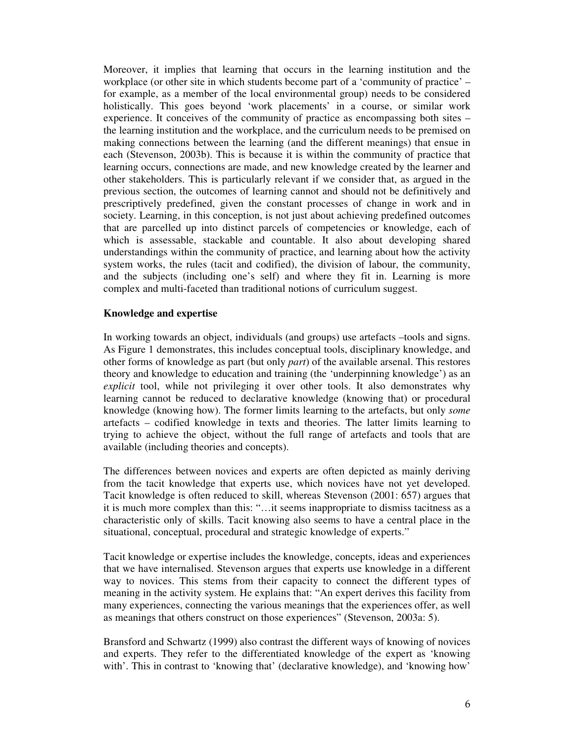Moreover, it implies that learning that occurs in the learning institution and the workplace (or other site in which students become part of a 'community of practice' – for example, as a member of the local environmental group) needs to be considered holistically. This goes beyond 'work placements' in a course, or similar work experience. It conceives of the community of practice as encompassing both sites – the learning institution and the workplace, and the curriculum needs to be premised on making connections between the learning (and the different meanings) that ensue in each (Stevenson, 2003b). This is because it is within the community of practice that learning occurs, connections are made, and new knowledge created by the learner and other stakeholders. This is particularly relevant if we consider that, as argued in the previous section, the outcomes of learning cannot and should not be definitively and prescriptively predefined, given the constant processes of change in work and in society. Learning, in this conception, is not just about achieving predefined outcomes that are parcelled up into distinct parcels of competencies or knowledge, each of which is assessable, stackable and countable. It also about developing shared understandings within the community of practice, and learning about how the activity system works, the rules (tacit and codified), the division of labour, the community, and the subjects (including one's self) and where they fit in. Learning is more complex and multi-faceted than traditional notions of curriculum suggest.

**Knowledge and expertise**

In working towards an object, individuals (and groups) use artefacts –tools and signs. As Figure 1 demonstrates, this includes conceptual tools, disciplinary knowledge, and other forms of knowledge as part (but only *part*) of the available arsenal. This restores theory and knowledge to education and training (the 'underpinning knowledge') as an *explicit* tool, while not privileging it over other tools. It also demonstrates why learning cannot be reduced to declarative knowledge (knowing that) or procedural knowledge (knowing how). The former limits learning to the artefacts, but only *some* artefacts – codified knowledge in texts and theories. The latter limits learning to trying to achieve the object, without the full range of artefacts and tools that are available (including theories and concepts).

The differences between novices and experts are often depicted as mainly deriving from the tacit knowledge that experts use, which novices have not yet developed. Tacit knowledge is often reduced to skill, whereas Stevenson (2001: 657) argues that it is much more complex than this: "…it seems inappropriate to dismiss tacitness as a characteristic only of skills. Tacit knowing also seems to have a central place in the situational, conceptual, procedural and strategic knowledge of experts."

Tacit knowledge or expertise includes the knowledge, concepts, ideas and experiences that we have internalised. Stevenson argues that experts use knowledge in a different way to novices. This stems from their capacity to connect the different types of meaning in the activity system. He explains that: "An expert derives this facility from many experiences, connecting the various meanings that the experiences offer, as well as meanings that others construct on those experiences" (Stevenson, 2003a: 5).

Bransford and Schwartz (1999) also contrast the different ways of knowing of novices and experts. They refer to the differentiated knowledge of the expert as 'knowing with'. This in contrast to 'knowing that' (declarative knowledge), and 'knowing how'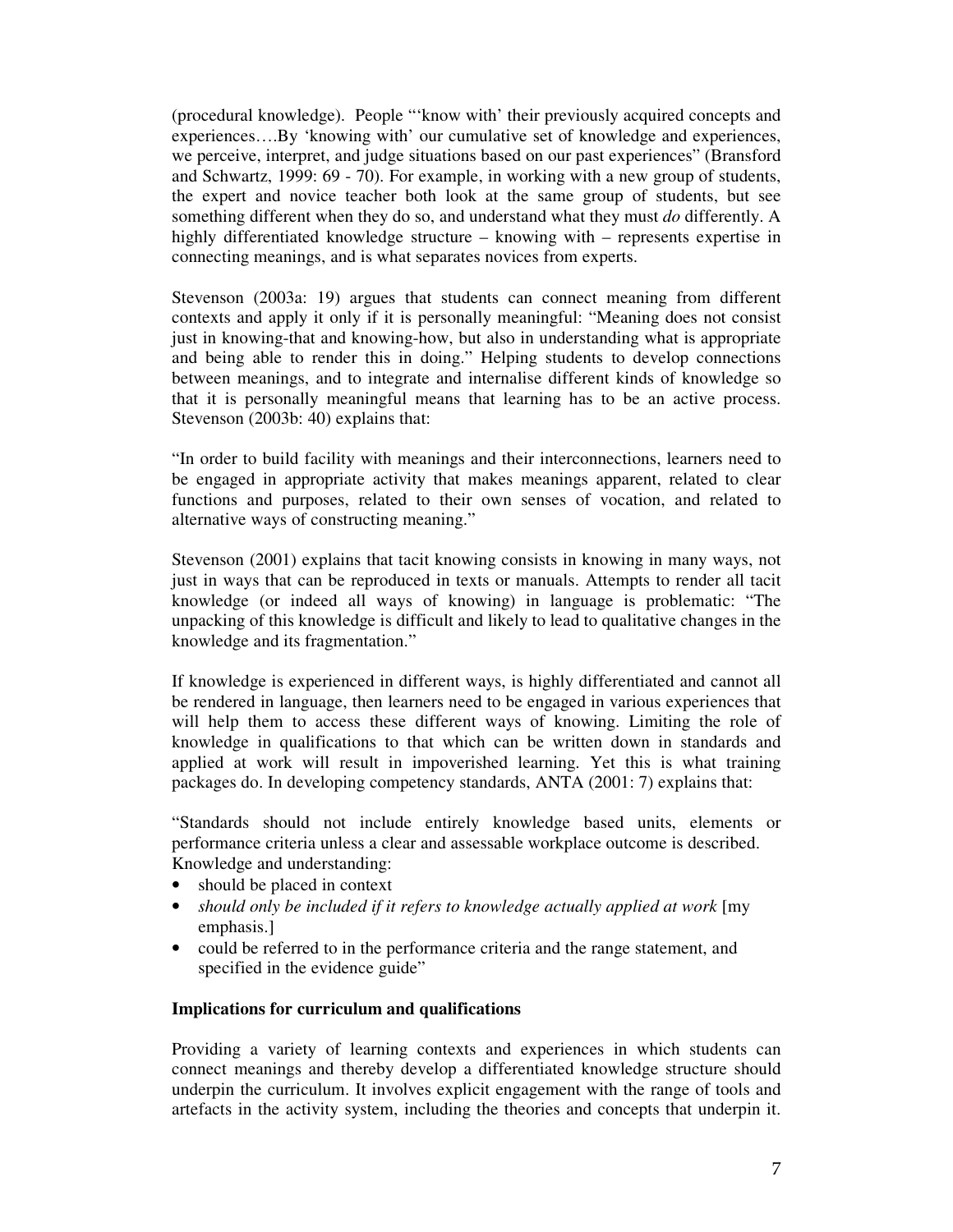(procedural knowledge). People "'know with' their previously acquired concepts and experiences….By 'knowing with' our cumulative set of knowledge and experiences, we perceive, interpret, and judge situations based on our past experiences" (Bransford and Schwartz, 1999: 69 - 70). For example, in working with a new group of students, the expert and novice teacher both look at the same group of students, but see something different when they do so, and understand what they must *do* differently. A highly differentiated knowledge structure – knowing with – represents expertise in connecting meanings, and is what separates novices from experts.

Stevenson (2003a: 19) argues that students can connect meaning from different contexts and apply it only if it is personally meaningful: "Meaning does not consist just in knowing-that and knowing-how, but also in understanding what is appropriate and being able to render this in doing." Helping students to develop connections between meanings, and to integrate and internalise different kinds of knowledge so that it is personally meaningful means that learning has to be an active process. Stevenson (2003b: 40) explains that:

"In order to build facility with meanings and their interconnections, learners need to be engaged in appropriate activity that makes meanings apparent, related to clear functions and purposes, related to their own senses of vocation, and related to alternative ways of constructing meaning."

Stevenson (2001) explains that tacit knowing consists in knowing in many ways, not just in ways that can be reproduced in texts or manuals. Attempts to render all tacit knowledge (or indeed all ways of knowing) in language is problematic: "The unpacking of this knowledge is difficult and likely to lead to qualitative changes in the knowledge and its fragmentation."

If knowledge is experienced in different ways, is highly differentiated and cannot all be rendered in language, then learners need to be engaged in various experiences that will help them to access these different ways of knowing. Limiting the role of knowledge in qualifications to that which can be written down in standards and applied at work will result in impoverished learning. Yet this is what training packages do. In developing competency standards, ANTA (2001: 7) explains that:

"Standards should not include entirely knowledge based units, elements or performance criteria unless a clear and assessable workplace outcome is described. Knowledge and understanding:

- should be placed in context
- *should only be included if it refers to knowledge actually applied at work* [my emphasis.]
- could be referred to in the performance criteria and the range statement, and specified in the evidence guide"

**Implications for curriculum and qualifications**

Providing a variety of learning contexts and experiences in which students can connect meanings and thereby develop a differentiated knowledge structure should underpin the curriculum. It involves explicit engagement with the range of tools and artefacts in the activity system, including the theories and concepts that underpin it.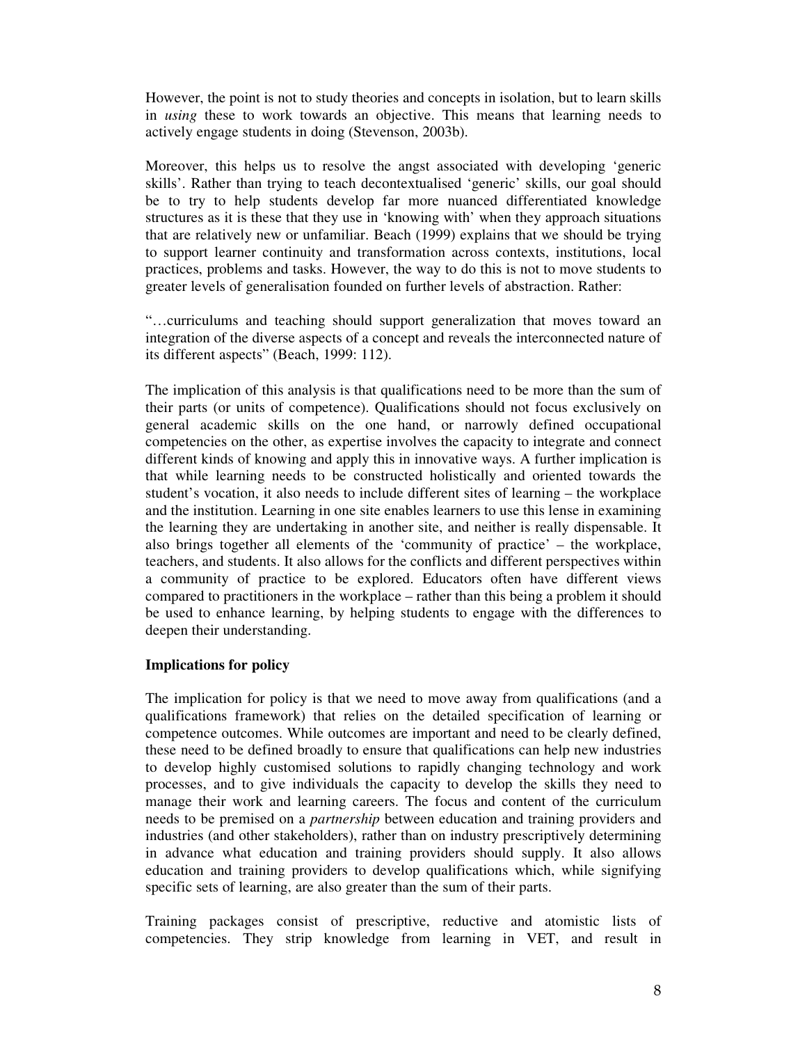However, the point is not to study theories and concepts in isolation, but to learn skills in *using* these to work towards an objective. This means that learning needs to actively engage students in doing (Stevenson, 2003b).

Moreover, this helps us to resolve the angst associated with developing 'generic skills'. Rather than trying to teach decontextualised 'generic' skills, our goal should be to try to help students develop far more nuanced differentiated knowledge structures as it is these that they use in 'knowing with' when they approach situations that are relatively new or unfamiliar. Beach (1999) explains that we should be trying to support learner continuity and transformation across contexts, institutions, local practices, problems and tasks. However, the way to do this is not to move students to greater levels of generalisation founded on further levels of abstraction. Rather:

"…curriculums and teaching should support generalization that moves toward an integration of the diverse aspects of a concept and reveals the interconnected nature of its different aspects" (Beach, 1999: 112).

The implication of this analysis is that qualifications need to be more than the sum of their parts (or units of competence). Qualifications should not focus exclusively on general academic skills on the one hand, or narrowly defined occupational competencies on the other, as expertise involves the capacity to integrate and connect different kinds of knowing and apply this in innovative ways. A further implication is that while learning needs to be constructed holistically and oriented towards the student's vocation, it also needs to include different sites of learning – the workplace and the institution. Learning in one site enables learners to use this lense in examining the learning they are undertaking in another site, and neither is really dispensable. It also brings together all elements of the 'community of practice' – the workplace, teachers, and students. It also allows for the conflicts and different perspectives within a community of practice to be explored. Educators often have different views compared to practitioners in the workplace – rather than this being a problem it should be used to enhance learning, by helping students to engage with the differences to deepen their understanding.

**Implications for policy**

The implication for policy is that we need to move away from qualifications (and a qualifications framework) that relies on the detailed specification of learning or competence outcomes. While outcomes are important and need to be clearly defined, these need to be defined broadly to ensure that qualifications can help new industries to develop highly customised solutions to rapidly changing technology and work processes, and to give individuals the capacity to develop the skills they need to manage their work and learning careers. The focus and content of the curriculum needs to be premised on a *partnership* between education and training providers and industries (and other stakeholders), rather than on industry prescriptively determining in advance what education and training providers should supply. It also allows education and training providers to develop qualifications which, while signifying specific sets of learning, are also greater than the sum of their parts.

Training packages consist of prescriptive, reductive and atomistic lists of competencies. They strip knowledge from learning in VET, and result in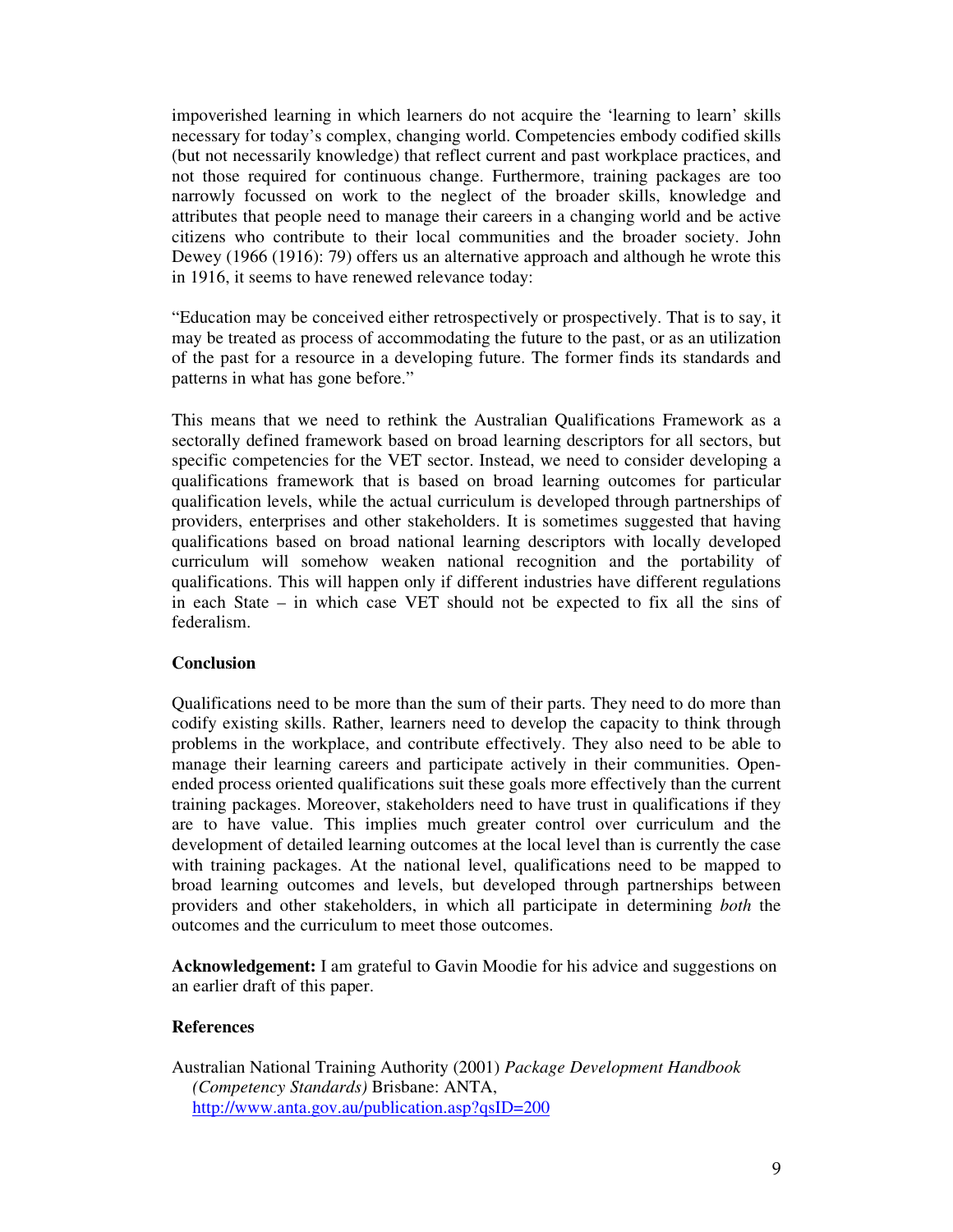impoverished learning in which learners do not acquire the 'learning to learn' skills necessary for today's complex, changing world. Competencies embody codified skills (but not necessarily knowledge) that reflect current and past workplace practices, and not those required for continuous change. Furthermore, training packages are too narrowly focussed on work to the neglect of the broader skills, knowledge and attributes that people need to manage their careers in a changing world and be active citizens who contribute to their local communities and the broader society. John Dewey (1966 (1916): 79) offers us an alternative approach and although he wrote this in 1916, it seems to have renewed relevance today:

"Education may be conceived either retrospectively or prospectively. That is to say, it may be treated as process of accommodating the future to the past, or as an utilization of the past for a resource in a developing future. The former finds its standards and patterns in what has gone before."

This means that we need to rethink the Australian Qualifications Framework as a sectorally defined framework based on broad learning descriptors for all sectors, but specific competencies for the VET sector. Instead, we need to consider developing a qualifications framework that is based on broad learning outcomes for particular qualification levels, while the actual curriculum is developed through partnerships of providers, enterprises and other stakeholders. It is sometimes suggested that having qualifications based on broad national learning descriptors with locally developed curriculum will somehow weaken national recognition and the portability of qualifications. This will happen only if different industries have different regulations in each State – in which case VET should not be expected to fix all the sins of federalism.

## Conclusion

Qualifications need to be more than the sum of their parts. They need to do more than codify existing skills. Rather, learners need to develop the capacity to think through problems in the workplace, and contribute effectively. They also need to be able to manage their learning careers and participate actively in their communities. Open-ended process oriented qualifications suit these goals more effectively than the current training packages. Moreover, stakeholders need to have trust in qualifications if they are to have value. This implies much greater control over curriculum and the development of detailed learning outcomes at the local level than is currently the case with training packages. At the national level, qualifications need to be mapped to broad learning outcomes and levels, but developed through partnerships between providers and other stakeholders, in which all participate in determining *both* the outcomes and the curriculum to meet those outcomes.

**Acknowledgement:** I am grateful to Gavin Moodie for his advice and suggestions on an earlier draft of this paper.

## References

Australian National Training Authority (2001) *Package Development Handbook (Competency Standards)* Brisbane: ANTA, http://www.anta.gov.au/publication.asp?qsID=200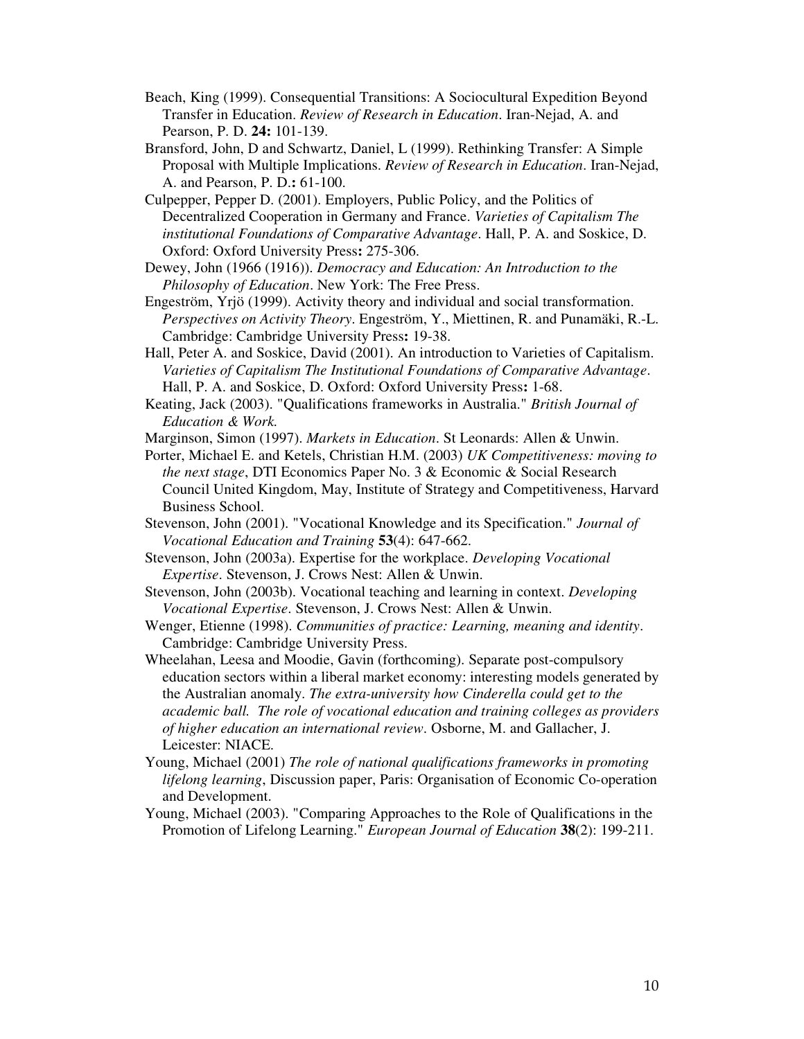Beach, King (1999). Consequential Transitions: A Sociocultural Expedition Beyond Transfer in Education. *Review of Research in Education*. Iran-Nejad, A. and Pearson, P. D. **24:** 101-139.

Bransford, John, D and Schwartz, Daniel, L (1999). Rethinking Transfer: A Simple Proposal with Multiple Implications. *Review of Research in Education*. Iran-Nejad, A. and Pearson, P. D.**:** 61-100.

Culpepper, Pepper D. (2001). Employers, Public Policy, and the Politics of Decentralized Cooperation in Germany and France. *Varieties of Capitalism The institutional Foundations of Comparative Advantage*. Hall, P. A. and Soskice, D. Oxford: Oxford University Press**:** 275-306.

Dewey, John (1966 (1916)). *Democracy and Education: An Introduction to the Philosophy of Education*. New York: The Free Press.

Engeström, Yrjö (1999). Activity theory and individual and social transformation. *Perspectives on Activity Theory*. Engeström, Y., Miettinen, R. and Punamäki, R.-L. Cambridge: Cambridge University Press**:** 19-38.

Hall, Peter A. and Soskice, David (2001). An introduction to Varieties of Capitalism. *Varieties of Capitalism The Institutional Foundations of Comparative Advantage*. Hall, P. A. and Soskice, D. Oxford: Oxford University Press**:** 1-68.

Keating, Jack (2003). "Qualifications frameworks in Australia." *British Journal of Education & Work.*

Marginson, Simon (1997). *Markets in Education*. St Leonards: Allen & Unwin.

Porter, Michael E. and Ketels, Christian H.M. (2003) *UK Competitiveness: moving to the next stage*, DTI Economics Paper No. 3 & Economic & Social Research Council United Kingdom, May, Institute of Strategy and Competitiveness, Harvard Business School.

Stevenson, John (2001). "Vocational Knowledge and its Specification." *Journal of Vocational Education and Training* **53**(4): 647-662.

Stevenson, John (2003a). Expertise for the workplace. *Developing Vocational Expertise*. Stevenson, J. Crows Nest: Allen & Unwin.

Stevenson, John (2003b). Vocational teaching and learning in context. *Developing Vocational Expertise*. Stevenson, J. Crows Nest: Allen & Unwin.

Wenger, Etienne (1998). *Communities of practice: Learning, meaning and identity*. Cambridge: Cambridge University Press.

Wheelahan, Leesa and Moodie, Gavin (forthcoming). Separate post-compulsory education sectors within a liberal market economy: interesting models generated by the Australian anomaly. *The extra-university how Cinderella could get to the academic ball. The role of vocational education and training colleges as providers of higher education an international review*. Osborne, M. and Gallacher, J. Leicester: NIACE.

Young, Michael (2001) *The role of national qualifications frameworks in promoting lifelong learning*, Discussion paper, Paris: Organisation of Economic Co-operation and Development.

Young, Michael (2003). "Comparing Approaches to the Role of Qualifications in the Promotion of Lifelong Learning." *European Journal of Education* **38**(2): 199-211.